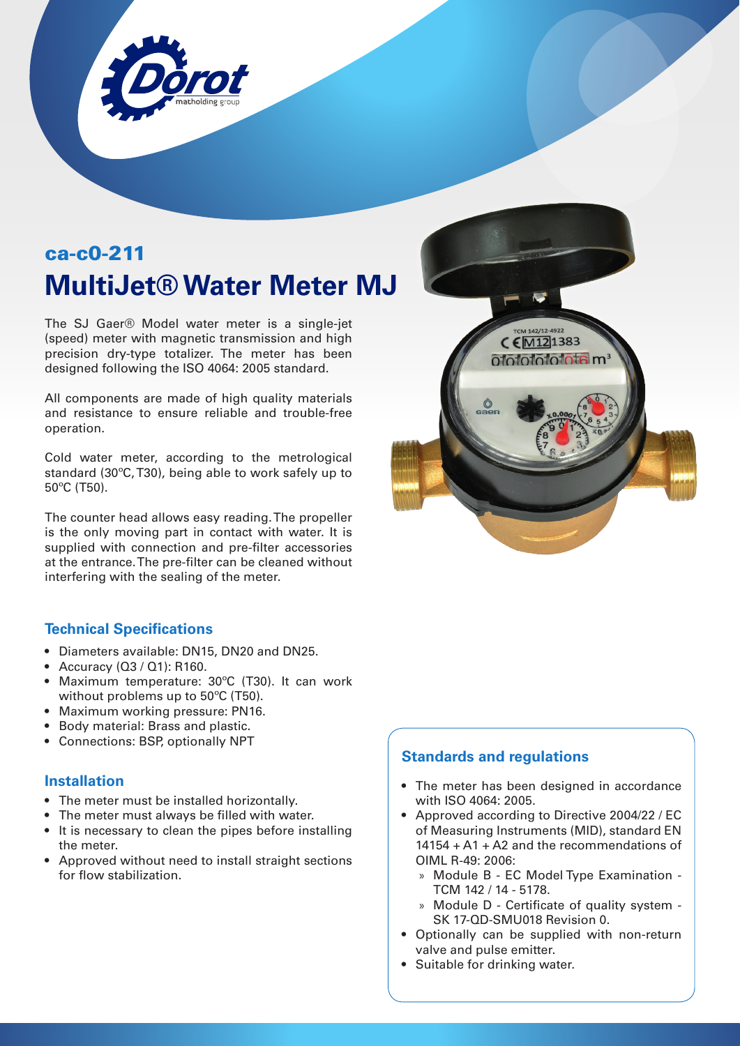ca-c0-211

# MultiJet® Water Meter MJ

The SJ Gaer® Model water meter is a single-jet (speed) meter with magnetic transmission and high precision dry-type totalizer. The meter has been designed following the ISO 4064: 2005 standard.

All components are made of high quality materials and resistance to ensure reliable and trouble-free operation.

Cold water meter, according to the metrological standard (30ºC, T30), being able to work safely up to 50ºC (T50).

The counter head allows easy reading. The propeller is the only moving part in contact with water. It is supplied with connection and pre-filter accessories at the entrance. The pre-filter can be cleaned without interfering with the sealing of the meter.

## Technical Specifications

- Diameters available: DN15, DN20 and DN25.
- Accuracy (Q3 / Q1): R160.
- Maximum temperature: 30ºC (T30). It can work without problems up to 50ºC (T50).
- Maximum working pressure: PN16.
- Body material: Brass and plastic.
- Connections: BSP, optionally NPT

## Installation

- The meter must be installed horizontally.
- The meter must always be filled with water.
- It is necessary to clean the pipes before installing the meter.
- Approved without need to install straight sections for flow stabilization.

## Standards and regulations

- The meter has been designed in accordance with ISO 4064: 2005.
- Approved according to Directive 2004/22 / EC of Measuring Instruments (MID), standard EN 14154 + A1 + A2 and the recommendations of OIML R-49: 2006:
  - Module B - EC Model Type Examination - TCM 142 / 14 - 5178.
  - Module D - Certificate of quality system - SK 17-QD-SMU018 Revision 0.
- Optionally can be supplied with non-return valve and pulse emitter.
- Suitable for drinking water.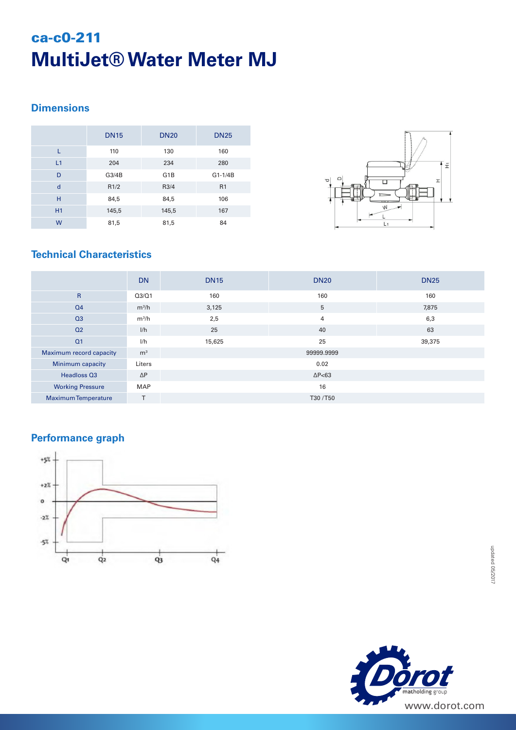**ca-c0-211**

# MultiJet® Water Meter MJ

## Dimensions

| | DN15 | DN20 | DN25 |
|---|---|---|---|
| L | 110 | 130 | 160 |
| L1 | 204 | 234 | 280 |
| D | G3/4B | G1B | G1-1/4B |
| d | R1/2 | R3/4 | R1 |
| H | 84,5 | 84,5 | 106 |
| H1 | 145,5 | 145,5 | 167 |
| W | 81,5 | 81,5 | 84 |

d
D
H1
H
W
L
L1

## Technical Characteristics

| | DN | DN15 | DN20 | DN25 |
|---|---|---|---|---|
| R | Q3/Q1 | 160 | 160 | 160 |
| Q4 | m³/h | 3,125 | 5 | 7,875 |
| Q3 | m³/h | 2,5 | 4 | 6,3 |
| Q2 | l/h | 25 | 40 | 63 |
| Q1 | l/h | 15,625 | 25 | 39,375 |
| Maximum record capacity | m³ | 99999.9999 | | |
| Minimum capacity | Liters | 0.02 | | |
| Headloss Q3 | ΔP | ΔP<63 | | |
| Working Pressure | MAP | 16 | | |
| Maximum Temperature | T | T30 / T50 | | |

## Performance graph

+5%
+2%
0
-2%
-5%
Q1
Q2
Q3
Q4

updated 05/2017

Dorot matholding group

www.dorot.com